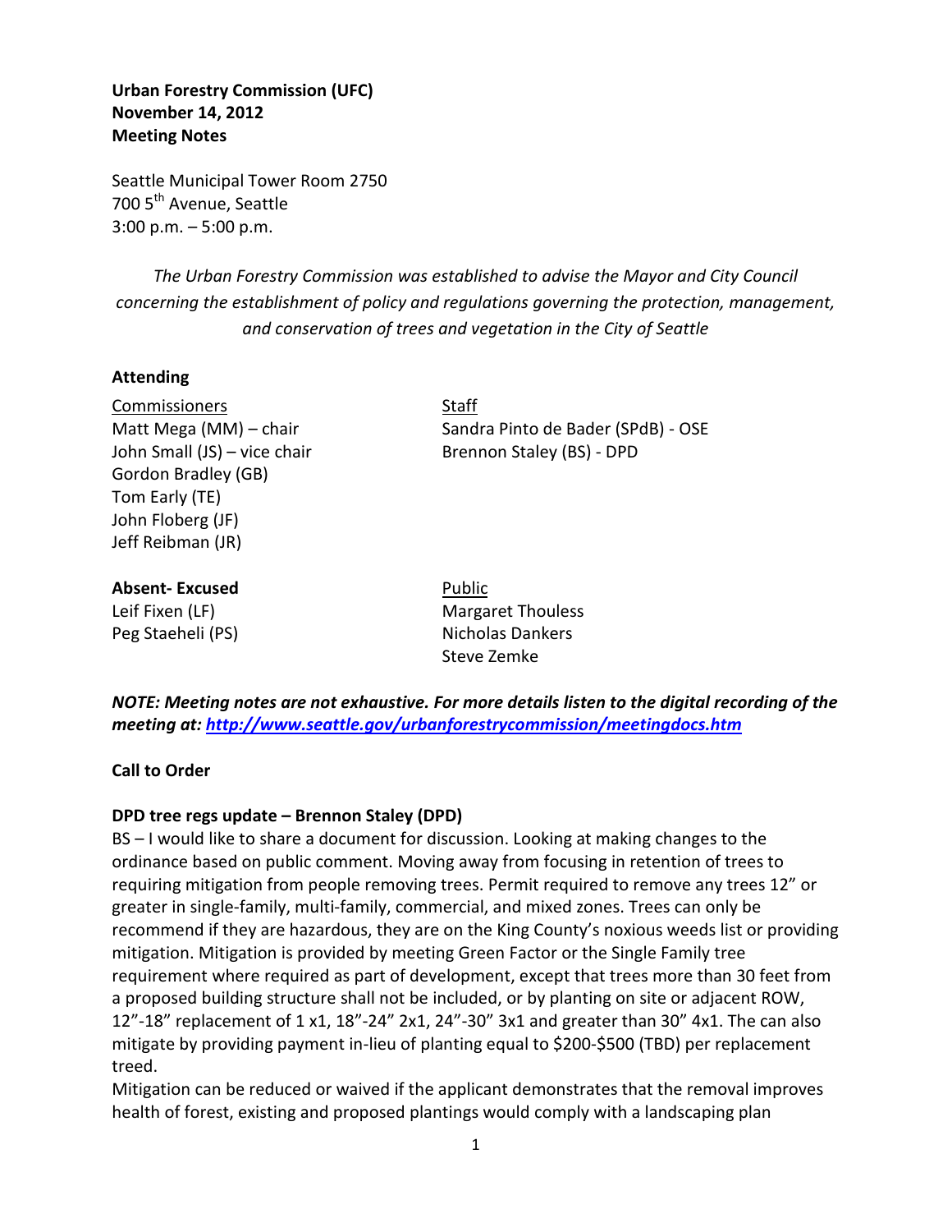**Urban Forestry Commission (UFC)**
**November 14, 2012**
**Meeting Notes**

Seattle Municipal Tower Room 2750
700 5th Avenue, Seattle
3:00 p.m. – 5:00 p.m.

*The Urban Forestry Commission was established to advise the Mayor and City Council concerning the establishment of policy and regulations governing the protection, management, and conservation of trees and vegetation in the City of Seattle*

**Attending**

Commissioners
Matt Mega (MM) – chair
John Small (JS) – vice chair
Gordon Bradley (GB)
Tom Early (TE)
John Floberg (JF)
Jeff Reibman (JR)

Staff
Sandra Pinto de Bader (SPdB) - OSE
Brennon Staley (BS) - DPD

**Absent- Excused**
Leif Fixen (LF)
Peg Staeheli (PS)

Public
Margaret Thouless
Nicholas Dankers
Steve Zemke

***NOTE: Meeting notes are not exhaustive. For more details listen to the digital recording of the meeting at: http://www.seattle.gov/urbanforestrycommission/meetingdocs.htm***

**Call to Order**

**DPD tree regs update – Brennon Staley (DPD)**

BS – I would like to share a document for discussion. Looking at making changes to the ordinance based on public comment. Moving away from focusing in retention of trees to requiring mitigation from people removing trees. Permit required to remove any trees 12" or greater in single-family, multi-family, commercial, and mixed zones. Trees can only be recommend if they are hazardous, they are on the King County's noxious weeds list or providing mitigation. Mitigation is provided by meeting Green Factor or the Single Family tree requirement where required as part of development, except that trees more than 30 feet from a proposed building structure shall not be included, or by planting on site or adjacent ROW, 12"-18" replacement of 1 x1, 18"-24" 2x1, 24"-30" 3x1 and greater than 30" 4x1. The can also mitigate by providing payment in-lieu of planting equal to $200-$500 (TBD) per replacement treed.

Mitigation can be reduced or waived if the applicant demonstrates that the removal improves health of forest, existing and proposed plantings would comply with a landscaping plan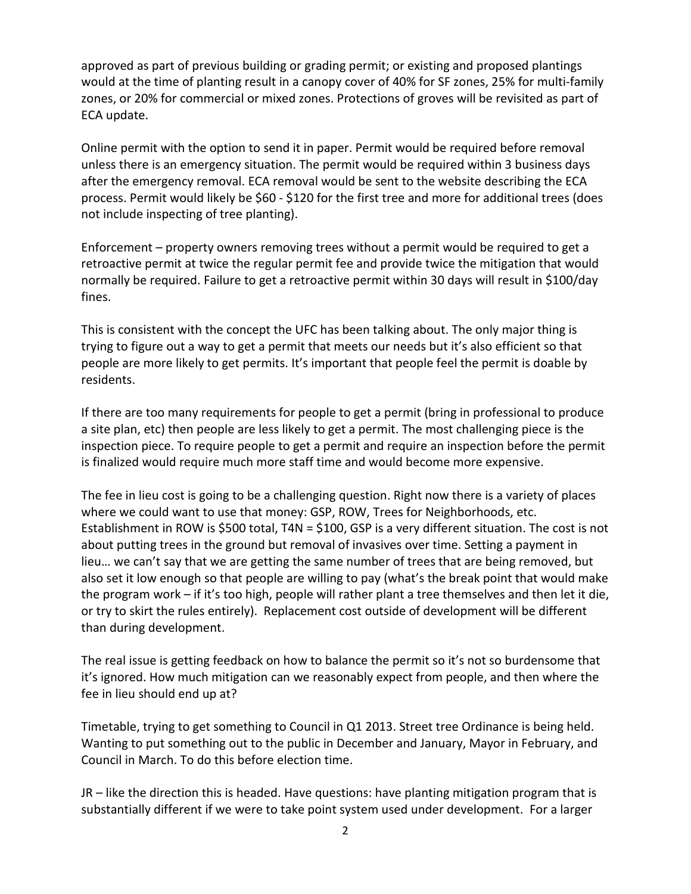approved as part of previous building or grading permit; or existing and proposed plantings would at the time of planting result in a canopy cover of 40% for SF zones, 25% for multi-family zones, or 20% for commercial or mixed zones. Protections of groves will be revisited as part of ECA update.

Online permit with the option to send it in paper. Permit would be required before removal unless there is an emergency situation. The permit would be required within 3 business days after the emergency removal. ECA removal would be sent to the website describing the ECA process. Permit would likely be $60 - $120 for the first tree and more for additional trees (does not include inspecting of tree planting).

Enforcement – property owners removing trees without a permit would be required to get a retroactive permit at twice the regular permit fee and provide twice the mitigation that would normally be required. Failure to get a retroactive permit within 30 days will result in $100/day fines.

This is consistent with the concept the UFC has been talking about. The only major thing is trying to figure out a way to get a permit that meets our needs but it's also efficient so that people are more likely to get permits. It's important that people feel the permit is doable by residents.

If there are too many requirements for people to get a permit (bring in professional to produce a site plan, etc) then people are less likely to get a permit. The most challenging piece is the inspection piece. To require people to get a permit and require an inspection before the permit is finalized would require much more staff time and would become more expensive.

The fee in lieu cost is going to be a challenging question. Right now there is a variety of places where we could want to use that money: GSP, ROW, Trees for Neighborhoods, etc. Establishment in ROW is $500 total, T4N = $100, GSP is a very different situation. The cost is not about putting trees in the ground but removal of invasives over time. Setting a payment in lieu… we can't say that we are getting the same number of trees that are being removed, but also set it low enough so that people are willing to pay (what's the break point that would make the program work – if it's too high, people will rather plant a tree themselves and then let it die, or try to skirt the rules entirely). Replacement cost outside of development will be different than during development.

The real issue is getting feedback on how to balance the permit so it's not so burdensome that it's ignored. How much mitigation can we reasonably expect from people, and then where the fee in lieu should end up at?

Timetable, trying to get something to Council in Q1 2013. Street tree Ordinance is being held. Wanting to put something out to the public in December and January, Mayor in February, and Council in March. To do this before election time.

JR – like the direction this is headed. Have questions: have planting mitigation program that is substantially different if we were to take point system used under development. For a larger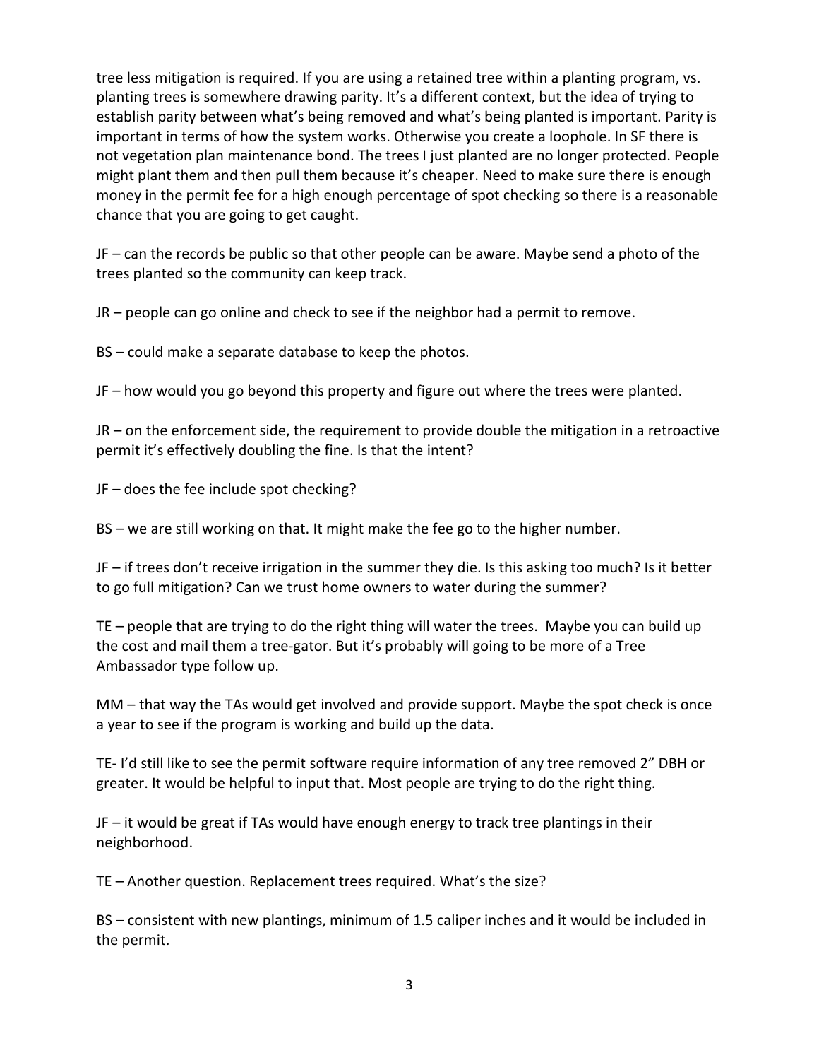tree less mitigation is required. If you are using a retained tree within a planting program, vs. planting trees is somewhere drawing parity. It's a different context, but the idea of trying to establish parity between what's being removed and what's being planted is important. Parity is important in terms of how the system works. Otherwise you create a loophole. In SF there is not vegetation plan maintenance bond. The trees I just planted are no longer protected. People might plant them and then pull them because it's cheaper. Need to make sure there is enough money in the permit fee for a high enough percentage of spot checking so there is a reasonable chance that you are going to get caught.

JF – can the records be public so that other people can be aware. Maybe send a photo of the trees planted so the community can keep track.

JR – people can go online and check to see if the neighbor had a permit to remove.

BS – could make a separate database to keep the photos.

JF – how would you go beyond this property and figure out where the trees were planted.

JR – on the enforcement side, the requirement to provide double the mitigation in a retroactive permit it's effectively doubling the fine. Is that the intent?

JF – does the fee include spot checking?

BS – we are still working on that. It might make the fee go to the higher number.

JF – if trees don't receive irrigation in the summer they die. Is this asking too much? Is it better to go full mitigation? Can we trust home owners to water during the summer?

TE – people that are trying to do the right thing will water the trees. Maybe you can build up the cost and mail them a tree-gator. But it's probably will going to be more of a Tree Ambassador type follow up.

MM – that way the TAs would get involved and provide support. Maybe the spot check is once a year to see if the program is working and build up the data.

TE- I'd still like to see the permit software require information of any tree removed 2" DBH or greater. It would be helpful to input that. Most people are trying to do the right thing.

JF – it would be great if TAs would have enough energy to track tree plantings in their neighborhood.

TE – Another question. Replacement trees required. What's the size?

BS – consistent with new plantings, minimum of 1.5 caliper inches and it would be included in the permit.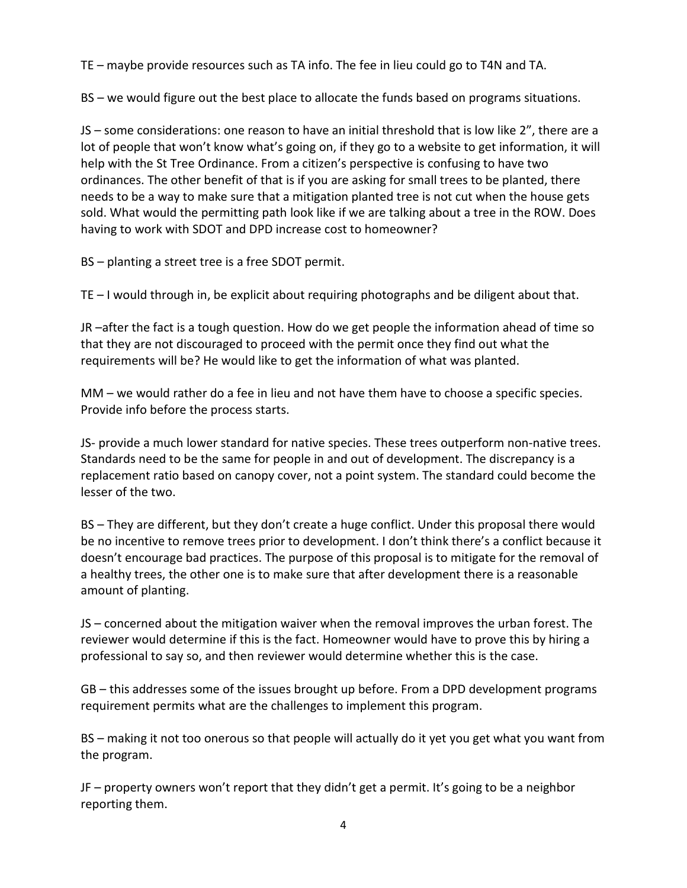TE – maybe provide resources such as TA info. The fee in lieu could go to T4N and TA.

BS – we would figure out the best place to allocate the funds based on programs situations.

JS – some considerations: one reason to have an initial threshold that is low like 2", there are a lot of people that won't know what's going on, if they go to a website to get information, it will help with the St Tree Ordinance. From a citizen's perspective is confusing to have two ordinances. The other benefit of that is if you are asking for small trees to be planted, there needs to be a way to make sure that a mitigation planted tree is not cut when the house gets sold. What would the permitting path look like if we are talking about a tree in the ROW. Does having to work with SDOT and DPD increase cost to homeowner?

BS – planting a street tree is a free SDOT permit.

TE – I would through in, be explicit about requiring photographs and be diligent about that.

JR –after the fact is a tough question. How do we get people the information ahead of time so that they are not discouraged to proceed with the permit once they find out what the requirements will be? He would like to get the information of what was planted.

MM – we would rather do a fee in lieu and not have them have to choose a specific species. Provide info before the process starts.

JS- provide a much lower standard for native species. These trees outperform non-native trees. Standards need to be the same for people in and out of development. The discrepancy is a replacement ratio based on canopy cover, not a point system. The standard could become the lesser of the two.

BS – They are different, but they don't create a huge conflict. Under this proposal there would be no incentive to remove trees prior to development. I don't think there's a conflict because it doesn't encourage bad practices. The purpose of this proposal is to mitigate for the removal of a healthy trees, the other one is to make sure that after development there is a reasonable amount of planting.

JS – concerned about the mitigation waiver when the removal improves the urban forest. The reviewer would determine if this is the fact. Homeowner would have to prove this by hiring a professional to say so, and then reviewer would determine whether this is the case.

GB – this addresses some of the issues brought up before. From a DPD development programs requirement permits what are the challenges to implement this program.

BS – making it not too onerous so that people will actually do it yet you get what you want from the program.

JF – property owners won't report that they didn't get a permit. It's going to be a neighbor reporting them.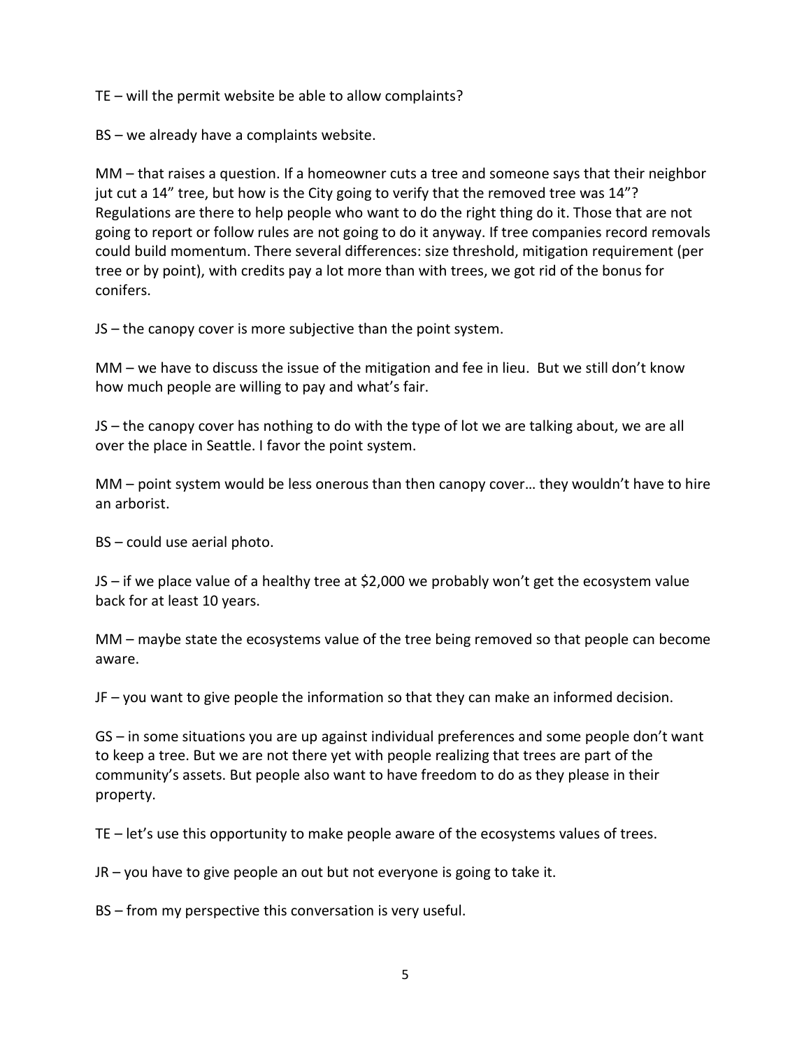TE – will the permit website be able to allow complaints?

BS – we already have a complaints website.

MM – that raises a question. If a homeowner cuts a tree and someone says that their neighbor jut cut a 14" tree, but how is the City going to verify that the removed tree was 14"? Regulations are there to help people who want to do the right thing do it. Those that are not going to report or follow rules are not going to do it anyway. If tree companies record removals could build momentum. There several differences: size threshold, mitigation requirement (per tree or by point), with credits pay a lot more than with trees, we got rid of the bonus for conifers.

JS – the canopy cover is more subjective than the point system.

MM – we have to discuss the issue of the mitigation and fee in lieu. But we still don't know how much people are willing to pay and what's fair.

JS – the canopy cover has nothing to do with the type of lot we are talking about, we are all over the place in Seattle. I favor the point system.

MM – point system would be less onerous than then canopy cover… they wouldn't have to hire an arborist.

BS – could use aerial photo.

JS – if we place value of a healthy tree at $2,000 we probably won't get the ecosystem value back for at least 10 years.

MM – maybe state the ecosystems value of the tree being removed so that people can become aware.

JF – you want to give people the information so that they can make an informed decision.

GS – in some situations you are up against individual preferences and some people don't want to keep a tree. But we are not there yet with people realizing that trees are part of the community's assets. But people also want to have freedom to do as they please in their property.

TE – let's use this opportunity to make people aware of the ecosystems values of trees.

JR – you have to give people an out but not everyone is going to take it.

BS – from my perspective this conversation is very useful.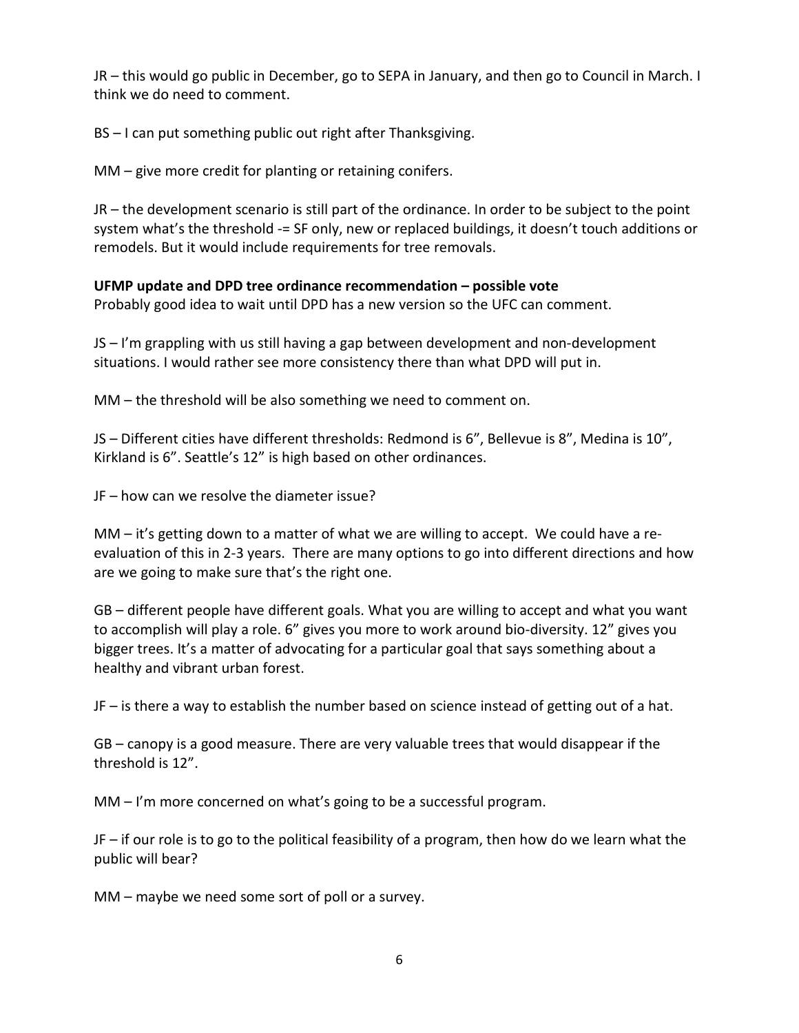JR – this would go public in December, go to SEPA in January, and then go to Council in March. I think we do need to comment.

BS – I can put something public out right after Thanksgiving.

MM – give more credit for planting or retaining conifers.

JR – the development scenario is still part of the ordinance. In order to be subject to the point system what's the threshold -= SF only, new or replaced buildings, it doesn't touch additions or remodels. But it would include requirements for tree removals.

**UFMP update and DPD tree ordinance recommendation – possible vote**
Probably good idea to wait until DPD has a new version so the UFC can comment.

JS – I'm grappling with us still having a gap between development and non-development situations. I would rather see more consistency there than what DPD will put in.

MM – the threshold will be also something we need to comment on.

JS – Different cities have different thresholds: Redmond is 6", Bellevue is 8", Medina is 10", Kirkland is 6". Seattle's 12" is high based on other ordinances.

JF – how can we resolve the diameter issue?

MM – it's getting down to a matter of what we are willing to accept. We could have a re-evaluation of this in 2-3 years. There are many options to go into different directions and how are we going to make sure that's the right one.

GB – different people have different goals. What you are willing to accept and what you want to accomplish will play a role. 6" gives you more to work around bio-diversity. 12" gives you bigger trees. It's a matter of advocating for a particular goal that says something about a healthy and vibrant urban forest.

JF – is there a way to establish the number based on science instead of getting out of a hat.

GB – canopy is a good measure. There are very valuable trees that would disappear if the threshold is 12".

MM – I'm more concerned on what's going to be a successful program.

JF – if our role is to go to the political feasibility of a program, then how do we learn what the public will bear?

MM – maybe we need some sort of poll or a survey.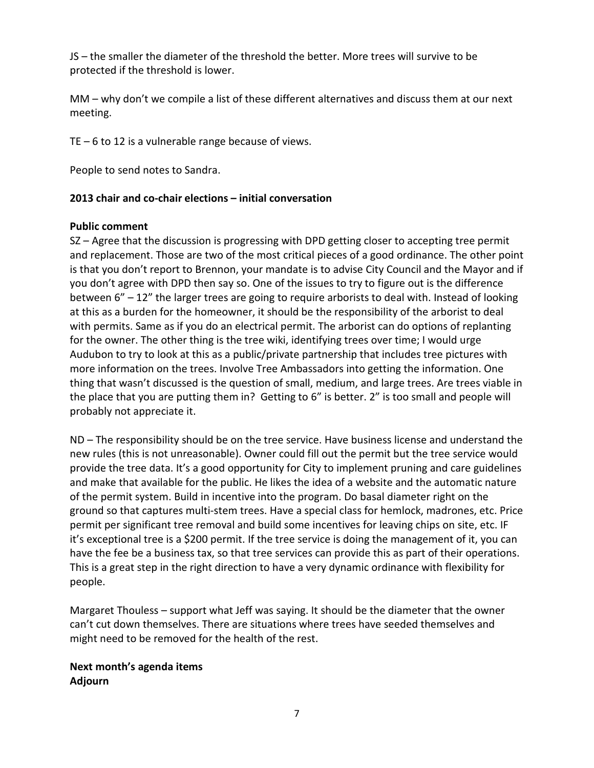JS – the smaller the diameter of the threshold the better. More trees will survive to be protected if the threshold is lower.

MM – why don't we compile a list of these different alternatives and discuss them at our next meeting.

TE – 6 to 12 is a vulnerable range because of views.

People to send notes to Sandra.

**2013 chair and co-chair elections – initial conversation**

**Public comment**

SZ – Agree that the discussion is progressing with DPD getting closer to accepting tree permit and replacement. Those are two of the most critical pieces of a good ordinance. The other point is that you don't report to Brennon, your mandate is to advise City Council and the Mayor and if you don't agree with DPD then say so. One of the issues to try to figure out is the difference between 6" – 12" the larger trees are going to require arborists to deal with. Instead of looking at this as a burden for the homeowner, it should be the responsibility of the arborist to deal with permits. Same as if you do an electrical permit. The arborist can do options of replanting for the owner. The other thing is the tree wiki, identifying trees over time; I would urge Audubon to try to look at this as a public/private partnership that includes tree pictures with more information on the trees. Involve Tree Ambassadors into getting the information. One thing that wasn't discussed is the question of small, medium, and large trees. Are trees viable in the place that you are putting them in? Getting to 6" is better. 2" is too small and people will probably not appreciate it.

ND – The responsibility should be on the tree service. Have business license and understand the new rules (this is not unreasonable). Owner could fill out the permit but the tree service would provide the tree data. It's a good opportunity for City to implement pruning and care guidelines and make that available for the public. He likes the idea of a website and the automatic nature of the permit system. Build in incentive into the program. Do basal diameter right on the ground so that captures multi-stem trees. Have a special class for hemlock, madrones, etc. Price permit per significant tree removal and build some incentives for leaving chips on site, etc. IF it's exceptional tree is a $200 permit. If the tree service is doing the management of it, you can have the fee be a business tax, so that tree services can provide this as part of their operations. This is a great step in the right direction to have a very dynamic ordinance with flexibility for people.

Margaret Thouless – support what Jeff was saying. It should be the diameter that the owner can't cut down themselves. There are situations where trees have seeded themselves and might need to be removed for the health of the rest.

**Next month's agenda items**

**Adjourn**